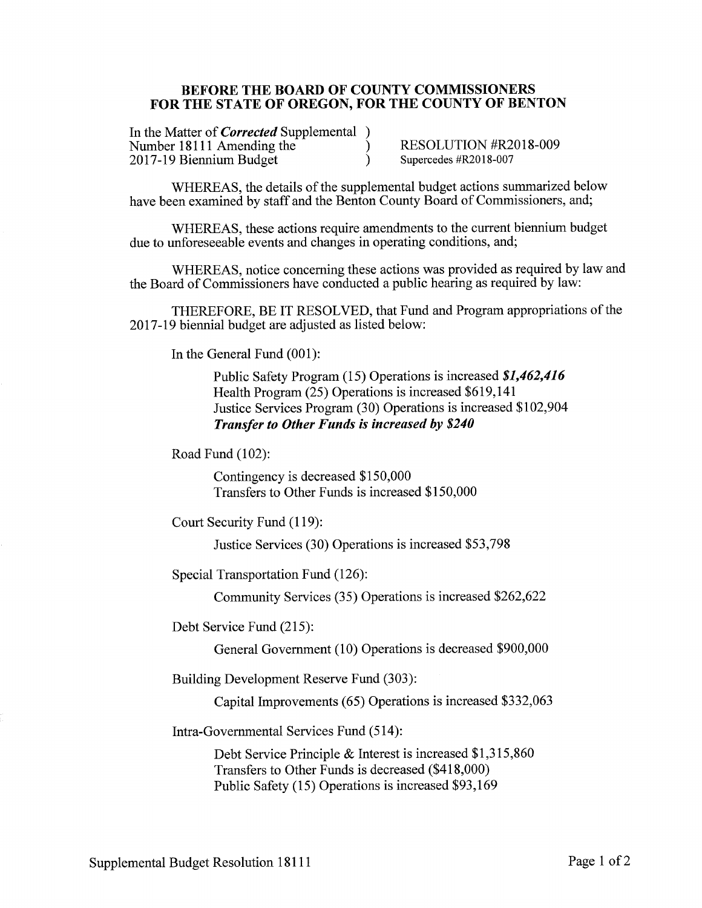**BEFORE THE BOARD OF COUNTY COMMISSIONERS**
**FOR THE STATE OF OREGON, FOR THE COUNTY OF BENTON**

| | | |
|---|---|---|
| In the Matter of ***Corrected*** Supplemental | ) | |
| Number 18111 Amending the | ) | RESOLUTION #R2018-009 |
| 2017-19 Biennium Budget | ) | Supercedes #R2018-007 |

WHEREAS, the details of the supplemental budget actions summarized below have been examined by staff and the Benton County Board of Commissioners, and;

WHEREAS, these actions require amendments to the current biennium budget due to unforeseeable events and changes in operating conditions, and;

WHEREAS, notice concerning these actions was provided as required by law and the Board of Commissioners have conducted a public hearing as required by law:

THEREFORE, BE IT RESOLVED, that Fund and Program appropriations of the 2017-19 biennial budget are adjusted as listed below:

In the General Fund (001):

Public Safety Program (15) Operations is increased ***$1,462,416***
Health Program (25) Operations is increased $619,141
Justice Services Program (30) Operations is increased $102,904
***Transfer to Other Funds is increased by $240***

Road Fund (102):

Contingency is decreased $150,000
Transfers to Other Funds is increased $150,000

Court Security Fund (119):

Justice Services (30) Operations is increased $53,798

Special Transportation Fund (126):

Community Services (35) Operations is increased $262,622

Debt Service Fund (215):

General Government (10) Operations is decreased $900,000

Building Development Reserve Fund (303):

Capital Improvements (65) Operations is increased $332,063

Intra-Governmental Services Fund (514):

Debt Service Principle & Interest is increased $1,315,860
Transfers to Other Funds is decreased ($418,000)
Public Safety (15) Operations is increased $93,169

Supplemental Budget Resolution 18111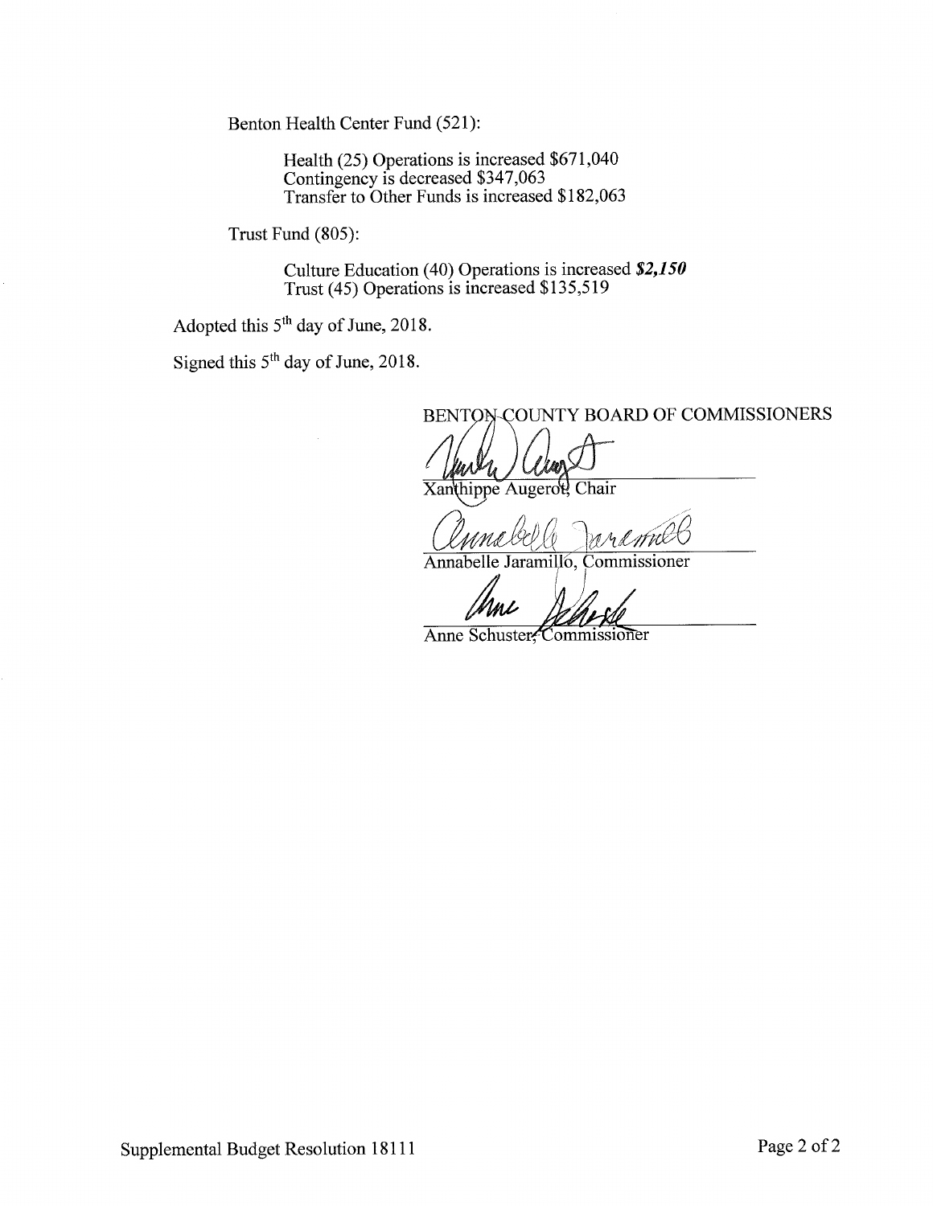Benton Health Center Fund (521):

Health (25) Operations is increased $671,040
Contingency is decreased $347,063
Transfer to Other Funds is increased $182,063

Trust Fund (805):

Culture Education (40) Operations is increased ***$2,150***
Trust (45) Operations is increased $135,519

Adopted this 5th day of June, 2018.

Signed this 5th day of June, 2018.

BENTON COUNTY BOARD OF COMMISSIONERS

Xanthippe Augerot, Chair

Annabelle Jaramillo, Commissioner

Anne Schuster, Commissioner

Supplemental Budget Resolution 18111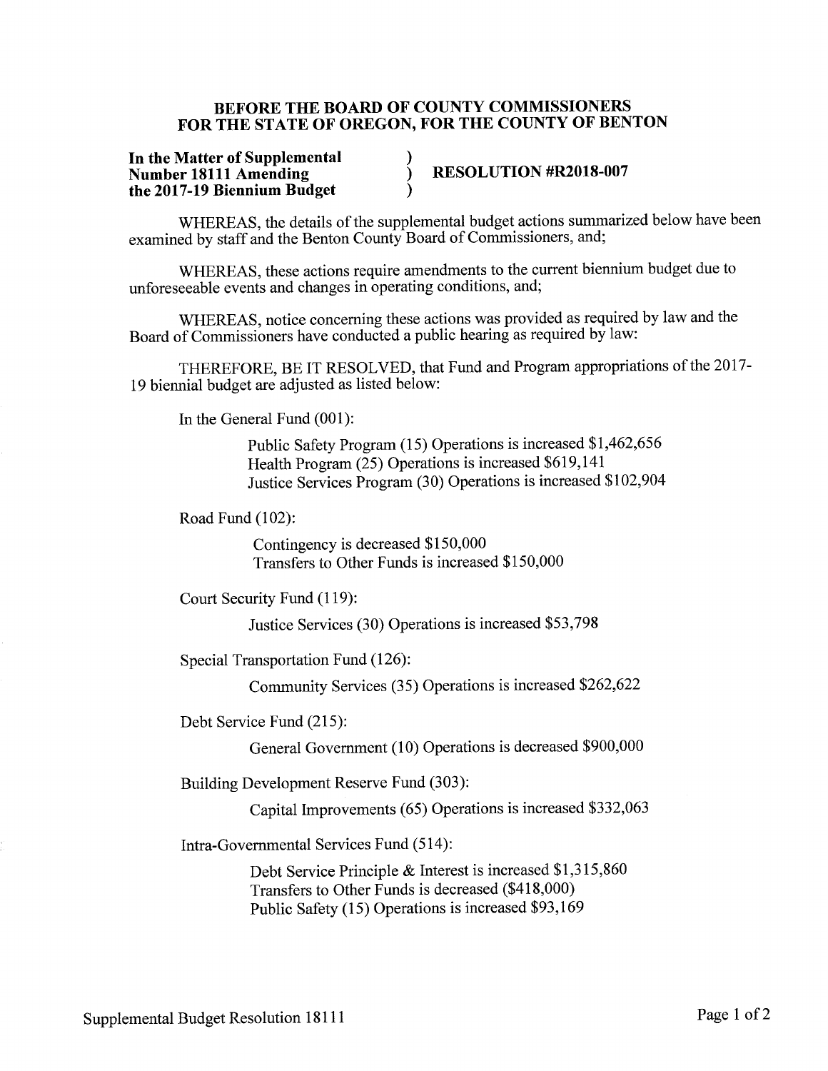**BEFORE THE BOARD OF COUNTY COMMISSIONERS**
**FOR THE STATE OF OREGON, FOR THE COUNTY OF BENTON**

**In the Matter of Supplemental Number 18111 Amending the 2017-19 Biennium Budget** ) **RESOLUTION #R2018-007**

WHEREAS, the details of the supplemental budget actions summarized below have been examined by staff and the Benton County Board of Commissioners, and;

WHEREAS, these actions require amendments to the current biennium budget due to unforeseeable events and changes in operating conditions, and;

WHEREAS, notice concerning these actions was provided as required by law and the Board of Commissioners have conducted a public hearing as required by law:

THEREFORE, BE IT RESOLVED, that Fund and Program appropriations of the 2017-19 biennial budget are adjusted as listed below:

In the General Fund (001):

- Public Safety Program (15) Operations is increased $1,462,656
- Health Program (25) Operations is increased $619,141
- Justice Services Program (30) Operations is increased $102,904

Road Fund (102):

- Contingency is decreased $150,000
- Transfers to Other Funds is increased $150,000

Court Security Fund (119):

- Justice Services (30) Operations is increased $53,798

Special Transportation Fund (126):

- Community Services (35) Operations is increased $262,622

Debt Service Fund (215):

- General Government (10) Operations is decreased $900,000

Building Development Reserve Fund (303):

- Capital Improvements (65) Operations is increased $332,063

Intra-Governmental Services Fund (514):

- Debt Service Principle & Interest is increased $1,315,860
- Transfers to Other Funds is decreased ($418,000)
- Public Safety (15) Operations is increased $93,169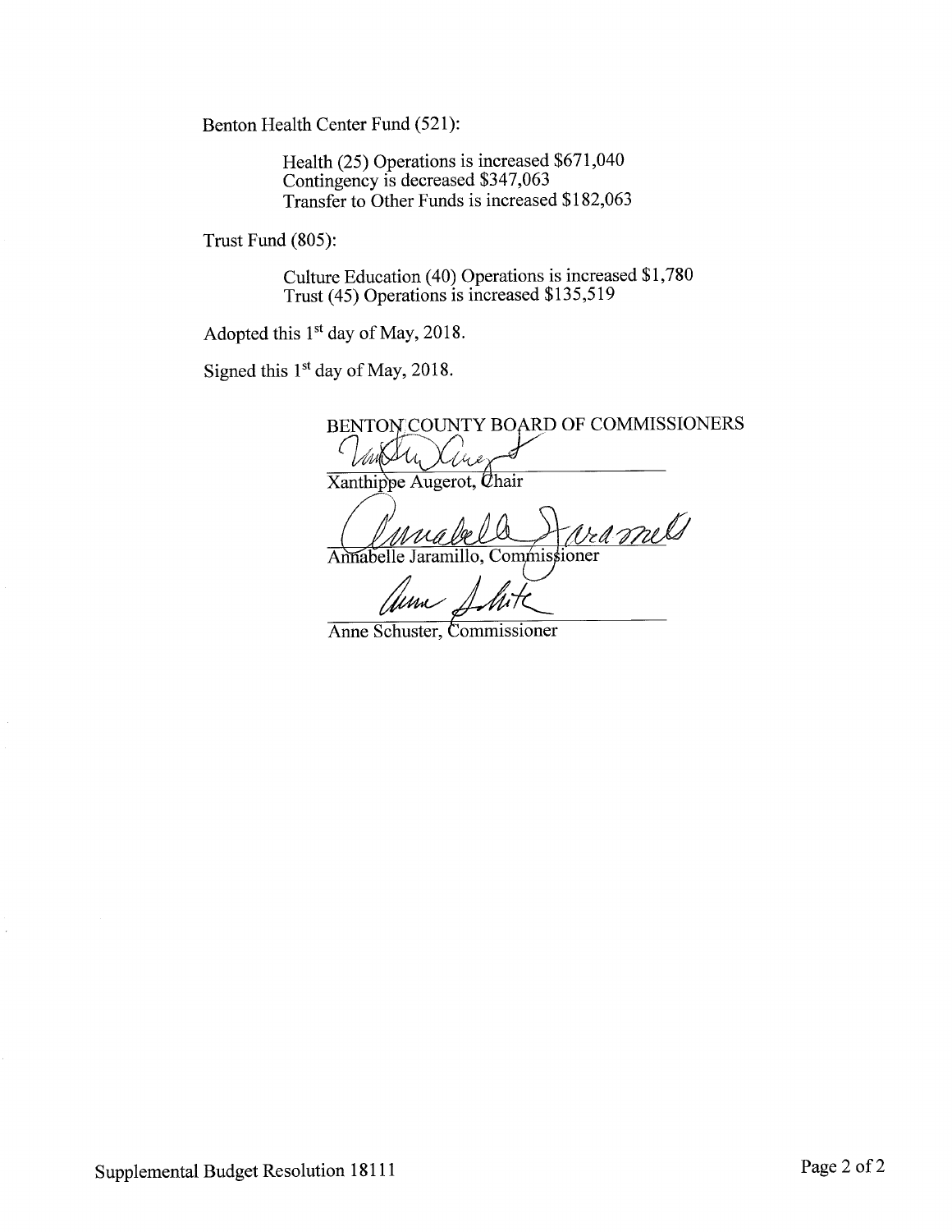Benton Health Center Fund (521):

Health (25) Operations is increased $671,040
Contingency is decreased $347,063
Transfer to Other Funds is increased $182,063

Trust Fund (805):

Culture Education (40) Operations is increased $1,780
Trust (45) Operations is increased $135,519

Adopted this 1st day of May, 2018.

Signed this 1st day of May, 2018.

BENTON COUNTY BOARD OF COMMISSIONERS

Xanthippe Augerot, Chair

Annabelle Jaramillo, Commissioner

Anne Schuster, Commissioner

Supplemental Budget Resolution 18111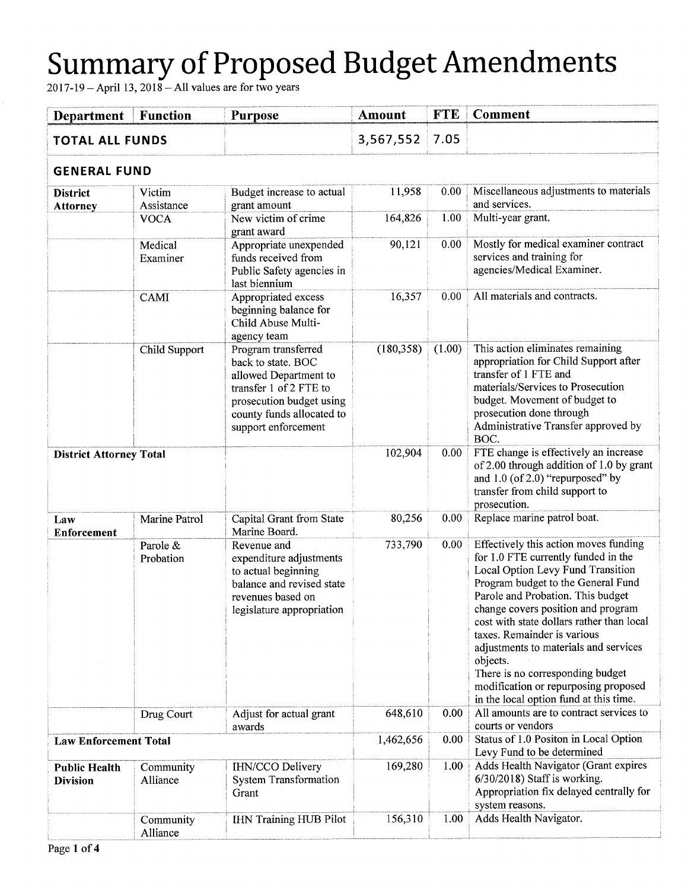# Summary of Proposed Budget Amendments

2017-19 – April 13, 2018 – All values are for two years

| Department | Function | Purpose | Amount | FTE | Comment |
|---|---|---|---|---|---|
| **TOTAL ALL FUNDS** | | | 3,567,552 | 7.05 | |
| **GENERAL FUND** | | | | | |
| **District Attorney** | Victim Assistance | Budget increase to actual grant amount | 11,958 | 0.00 | Miscellaneous adjustments to materials and services. |
| | VOCA | New victim of crime grant award | 164,826 | 1.00 | Multi-year grant. |
| | Medical Examiner | Appropriate unexpended funds received from Public Safety agencies in last biennium | 90,121 | 0.00 | Mostly for medical examiner contract services and training for agencies/Medical Examiner. |
| | CAMI | Appropriated excess beginning balance for Child Abuse Multi-agency team | 16,357 | 0.00 | All materials and contracts. |
| | Child Support | Program transferred back to state. BOC allowed Department to transfer 1 of 2 FTE to prosecution budget using county funds allocated to support enforcement | (180,358) | (1.00) | This action eliminates remaining appropriation for Child Support after transfer of 1 FTE and materials/Services to Prosecution budget. Movement of budget to prosecution done through Administrative Transfer approved by BOC. |
| **District Attorney Total** | | | 102,904 | 0.00 | FTE change is effectively an increase of 2.00 through addition of 1.0 by grant and 1.0 (of 2.0) "repurposed" by transfer from child support to prosecution. |
| **Law Enforcement** | Marine Patrol | Capital Grant from State Marine Board. | 80,256 | 0.00 | Replace marine patrol boat. |
| | Parole & Probation | Revenue and expenditure adjustments to actual beginning balance and revised state revenues based on legislature appropriation | 733,790 | 0.00 | Effectively this action moves funding for 1.0 FTE currently funded in the Local Option Levy Fund Transition Program budget to the General Fund Parole and Probation. This budget change covers position and program cost with state dollars rather than local taxes. Remainder is various adjustments to materials and services objects. There is no corresponding budget modification or repurposing proposed in the local option fund at this time. |
| | Drug Court | Adjust for actual grant awards | 648,610 | 0.00 | All amounts are to contract services to courts or vendors |
| **Law Enforcement Total** | | | 1,462,656 | 0.00 | Status of 1.0 Positon in Local Option Levy Fund to be determined |
| **Public Health Division** | Community Alliance | IHN/CCO Delivery System Transformation Grant | 169,280 | 1.00 | Adds Health Navigator (Grant expires 6/30/2018) Staff is working. Appropriation fix delayed centrally for system reasons. |
| | Community Alliance | IHN Training HUB Pilot | 156,310 | 1.00 | Adds Health Navigator. |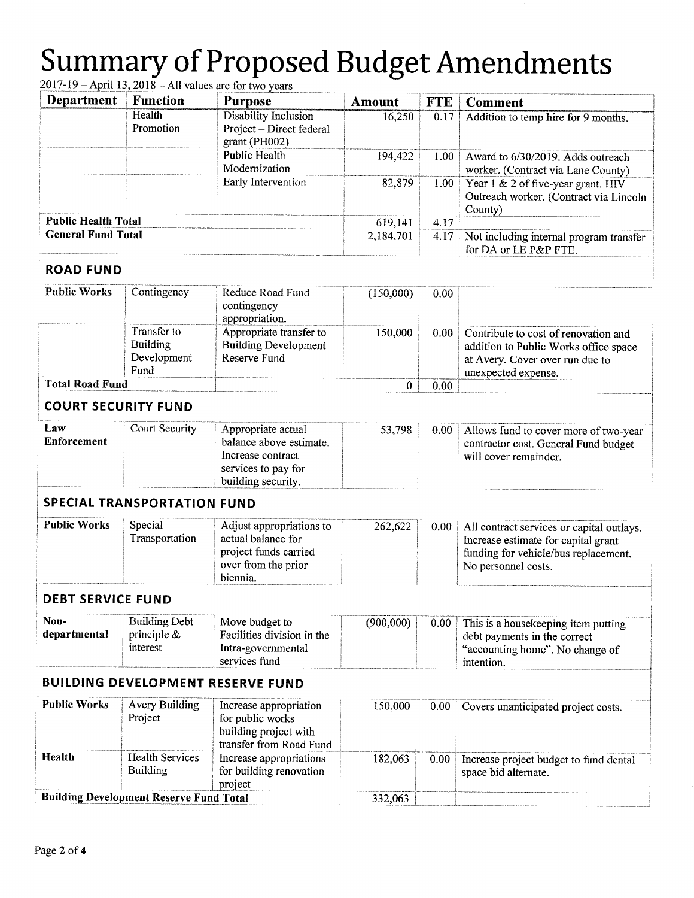# Summary of Proposed Budget Amendments

2017-19 – April 13, 2018 – All values are for two years

| Department | Function | Purpose | Amount | FTE | Comment |
|---|---|---|---|---|---|
| | Health Promotion | Disability Inclusion Project – Direct federal grant (PH002) | 16,250 | 0.17 | Addition to temp hire for 9 months. |
| | | Public Health Modernization | 194,422 | 1.00 | Award to 6/30/2019. Adds outreach worker. (Contract via Lane County) |
| | | Early Intervention | 82,879 | 1.00 | Year 1 & 2 of five-year grant. HIV Outreach worker. (Contract via Lincoln County) |
| **Public Health Total** | | | 619,141 | 4.17 | |
| **General Fund Total** | | | 2,184,701 | 4.17 | Not including internal program transfer for DA or LE P&P FTE. |

## ROAD FUND

| Department | Function | Purpose | Amount | FTE | Comment |
|---|---|---|---|---|---|
| **Public Works** | Contingency | Reduce Road Fund contingency appropriation. | (150,000) | 0.00 | |
| | Transfer to Building Development Fund | Appropriate transfer to Building Development Reserve Fund | 150,000 | 0.00 | Contribute to cost of renovation and addition to Public Works office space at Avery. Cover over run due to unexpected expense. |
| **Total Road Fund** | | | 0 | 0.00 | |

## COURT SECURITY FUND

| Department | Function | Purpose | Amount | FTE | Comment |
|---|---|---|---|---|---|
| **Law Enforcement** | Court Security | Appropriate actual balance above estimate. Increase contract services to pay for building security. | 53,798 | 0.00 | Allows fund to cover more of two-year contractor cost. General Fund budget will cover remainder. |

## SPECIAL TRANSPORTATION FUND

| Department | Function | Purpose | Amount | FTE | Comment |
|---|---|---|---|---|---|
| **Public Works** | Special Transportation | Adjust appropriations to actual balance for project funds carried over from the prior biennia. | 262,622 | 0.00 | All contract services or capital outlays. Increase estimate for capital grant funding for vehicle/bus replacement. No personnel costs. |

## DEBT SERVICE FUND

| Department | Function | Purpose | Amount | FTE | Comment |
|---|---|---|---|---|---|
| **Non-departmental** | Building Debt principle & interest | Move budget to Facilities division in the Intra-governmental services fund | (900,000) | 0.00 | This is a housekeeping item putting debt payments in the correct "accounting home". No change of intention. |

## BUILDING DEVELOPMENT RESERVE FUND

| Department | Function | Purpose | Amount | FTE | Comment |
|---|---|---|---|---|---|
| **Public Works** | Avery Building Project | Increase appropriation for public works building project with transfer from Road Fund | 150,000 | 0.00 | Covers unanticipated project costs. |
| **Health** | Health Services Building | Increase appropriations for building renovation project | 182,063 | 0.00 | Increase project budget to fund dental space bid alternate. |
| **Building Development Reserve Fund Total** | | | 332,063 | | |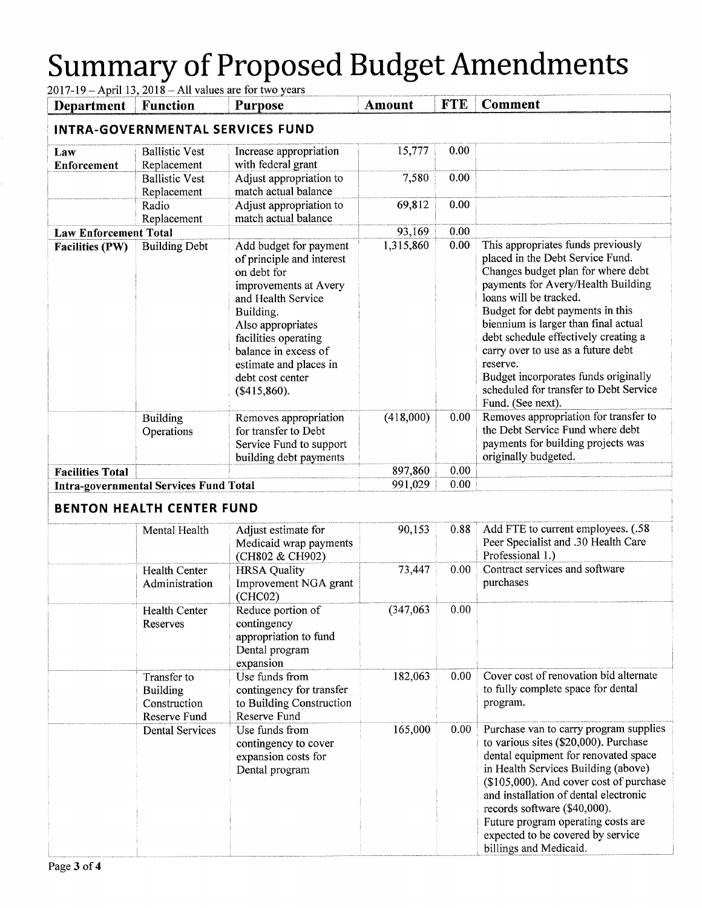# Summary of Proposed Budget Amendments

2017-19 – April 13, 2018 – All values are for two years

| Department | Function | Purpose | Amount | FTE | Comment |
|---|---|---|---|---|---|
| **INTRA-GOVERNMENTAL SERVICES FUND** | | | | | |
| **Law Enforcement** | Ballistic Vest Replacement | Increase appropriation with federal grant | 15,777 | 0.00 | |
| | Ballistic Vest Replacement | Adjust appropriation to match actual balance | 7,580 | 0.00 | |
| | Radio Replacement | Adjust appropriation to match actual balance | 69,812 | 0.00 | |
| **Law Enforcement Total** | | | 93,169 | 0.00 | |
| **Facilities (PW)** | Building Debt | Add budget for payment of principle and interest on debt for improvements at Avery and Health Service Building. Also appropriates facilities operating balance in excess of estimate and places in debt cost center ($415,860). | 1,315,860 | 0.00 | This appropriates funds previously placed in the Debt Service Fund. Changes budget plan for where debt payments for Avery/Health Building loans will be tracked. Budget for debt payments in this biennium is larger than final actual debt schedule effectively creating a carry over to use as a future debt reserve. Budget incorporates funds originally scheduled for transfer to Debt Service Fund. (See next). |
| | Building Operations | Removes appropriation for transfer to Debt Service Fund to support building debt payments | (418,000) | 0.00 | Removes appropriation for transfer to the Debt Service Fund where debt payments for building projects was originally budgeted. |
| **Facilities Total** | | | 897,860 | 0.00 | |
| **Intra-governmental Services Fund Total** | | | 991,029 | 0.00 | |
| **BENTON HEALTH CENTER FUND** | | | | | |
| | Mental Health | Adjust estimate for Medicaid wrap payments (CH802 & CH902) | 90,153 | 0.88 | Add FTE to current employees. (.58 Peer Specialist and .30 Health Care Professional 1.) |
| | Health Center Administration | HRSA Quality Improvement NGA grant (CHC02) | 73,447 | 0.00 | Contract services and software purchases |
| | Health Center Reserves | Reduce portion of contingency appropriation to fund Dental program expansion | (347,063 | 0.00 | |
| | Transfer to Building Construction Reserve Fund | Use funds from contingency for transfer to Building Construction Reserve Fund | 182,063 | 0.00 | Cover cost of renovation bid alternate to fully complete space for dental program. |
| | Dental Services | Use funds from contingency to cover expansion costs for Dental program | 165,000 | 0.00 | Purchase van to carry program supplies to various sites ($20,000). Purchase dental equipment for renovated space in Health Services Building (above) ($105,000). And cover cost of purchase and installation of dental electronic records software ($40,000). Future program operating costs are expected to be covered by service billings and Medicaid. |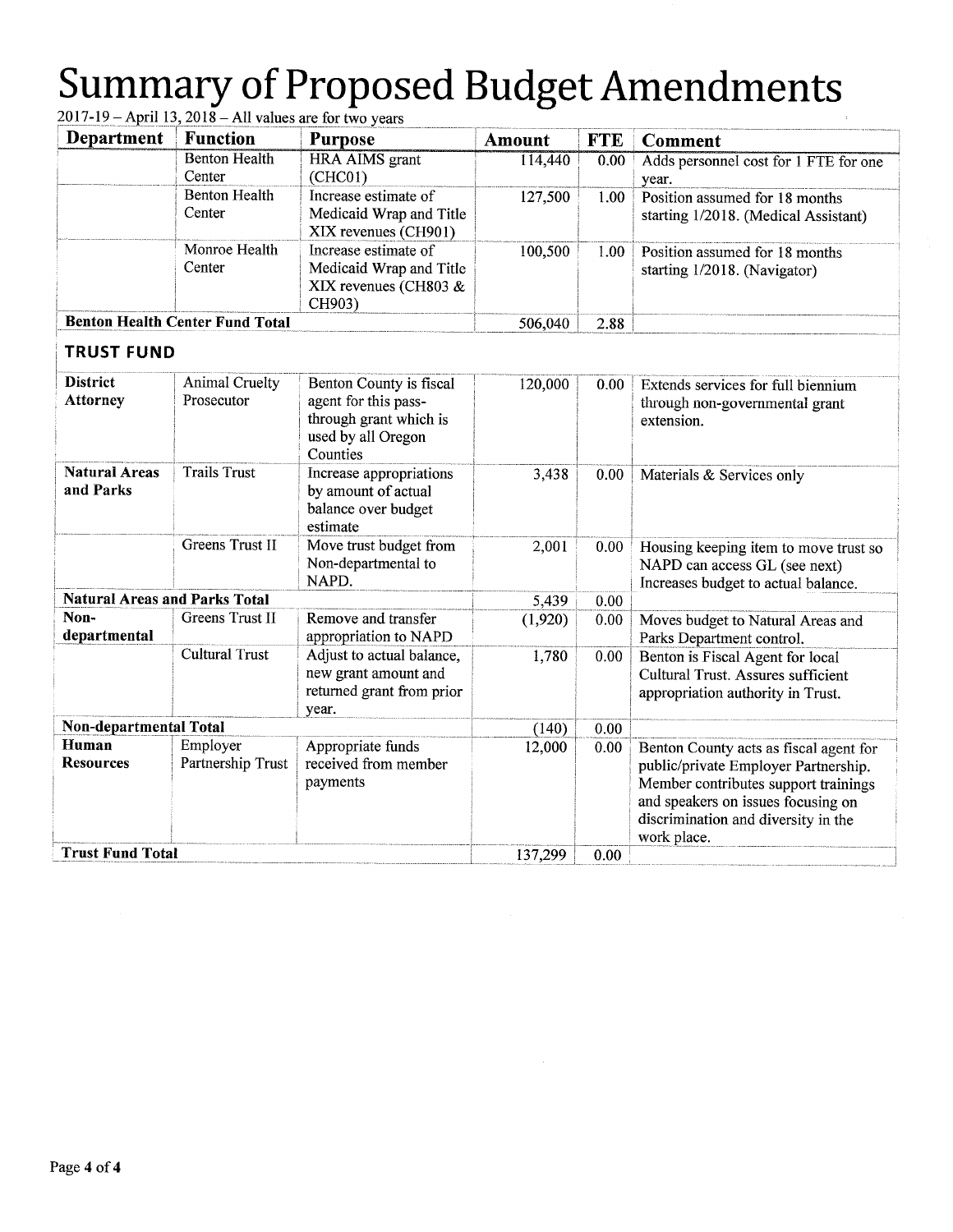# Summary of Proposed Budget Amendments

2017-19 – April 13, 2018 – All values are for two years

| Department | Function | Purpose | Amount | FTE | Comment |
|---|---|---|---|---|---|
| | Benton Health Center | HRA AIMS grant (CHC01) | 114,440 | 0.00 | Adds personnel cost for 1 FTE for one year. |
| | Benton Health Center | Increase estimate of Medicaid Wrap and Title XIX revenues (CH901) | 127,500 | 1.00 | Position assumed for 18 months starting 1/2018. (Medical Assistant) |
| | Monroe Health Center | Increase estimate of Medicaid Wrap and Title XIX revenues (CH803 & CH903) | 100,500 | 1.00 | Position assumed for 18 months starting 1/2018. (Navigator) |
| **Benton Health Center Fund Total** | | | 506,040 | 2.88 | |

## TRUST FUND

| Department | Function | Purpose | Amount | FTE | Comment |
|---|---|---|---|---|---|
| **District Attorney** | Animal Cruelty Prosecutor | Benton County is fiscal agent for this pass-through grant which is used by all Oregon Counties | 120,000 | 0.00 | Extends services for full biennium through non-governmental grant extension. |
| **Natural Areas and Parks** | Trails Trust | Increase appropriations by amount of actual balance over budget estimate | 3,438 | 0.00 | Materials & Services only |
| | Greens Trust II | Move trust budget from Non-departmental to NAPD. | 2,001 | 0.00 | Housing keeping item to move trust so NAPD can access GL (see next) Increases budget to actual balance. |
| **Natural Areas and Parks Total** | | | 5,439 | 0.00 | |
| **Non-departmental** | Greens Trust II | Remove and transfer appropriation to NAPD | (1,920) | 0.00 | Moves budget to Natural Areas and Parks Department control. |
| | Cultural Trust | Adjust to actual balance, new grant amount and returned grant from prior year. | 1,780 | 0.00 | Benton is Fiscal Agent for local Cultural Trust. Assures sufficient appropriation authority in Trust. |
| **Non-departmental Total** | | | (140) | 0.00 | |
| **Human Resources** | Employer Partnership Trust | Appropriate funds received from member payments | 12,000 | 0.00 | Benton County acts as fiscal agent for public/private Employer Partnership. Member contributes support trainings and speakers on issues focusing on discrimination and diversity in the work place. |
| **Trust Fund Total** | | | 137,299 | 0.00 | |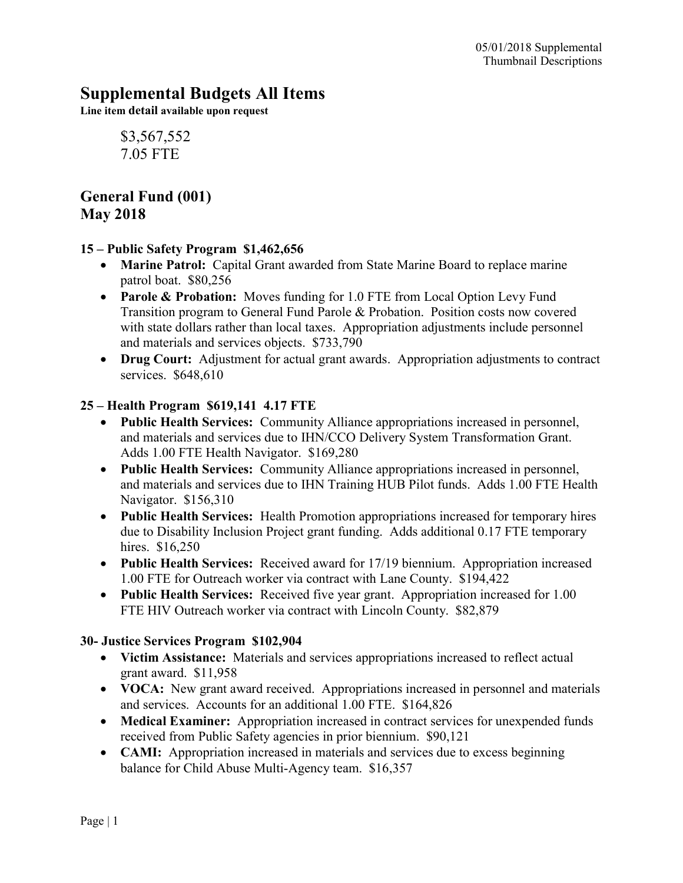05/01/2018 Supplemental
Thumbnail Descriptions

# Supplemental Budgets All Items

**Line item detail available upon request**

$3,567,552
7.05 FTE

## General Fund (001)
## May 2018

**15 – Public Safety Program $1,462,656**

- **Marine Patrol:** Capital Grant awarded from State Marine Board to replace marine patrol boat. $80,256
- **Parole & Probation:** Moves funding for 1.0 FTE from Local Option Levy Fund Transition program to General Fund Parole & Probation. Position costs now covered with state dollars rather than local taxes. Appropriation adjustments include personnel and materials and services objects. $733,790
- **Drug Court:** Adjustment for actual grant awards. Appropriation adjustments to contract services. $648,610

**25 – Health Program $619,141 4.17 FTE**

- **Public Health Services:** Community Alliance appropriations increased in personnel, and materials and services due to IHN/CCO Delivery System Transformation Grant. Adds 1.00 FTE Health Navigator. $169,280
- **Public Health Services:** Community Alliance appropriations increased in personnel, and materials and services due to IHN Training HUB Pilot funds. Adds 1.00 FTE Health Navigator. $156,310
- **Public Health Services:** Health Promotion appropriations increased for temporary hires due to Disability Inclusion Project grant funding. Adds additional 0.17 FTE temporary hires. $16,250
- **Public Health Services:** Received award for 17/19 biennium. Appropriation increased 1.00 FTE for Outreach worker via contract with Lane County. $194,422
- **Public Health Services:** Received five year grant. Appropriation increased for 1.00 FTE HIV Outreach worker via contract with Lincoln County. $82,879

**30- Justice Services Program $102,904**

- **Victim Assistance:** Materials and services appropriations increased to reflect actual grant award. $11,958
- **VOCA:** New grant award received. Appropriations increased in personnel and materials and services. Accounts for an additional 1.00 FTE. $164,826
- **Medical Examiner:** Appropriation increased in contract services for unexpended funds received from Public Safety agencies in prior biennium. $90,121
- **CAMI:** Appropriation increased in materials and services due to excess beginning balance for Child Abuse Multi-Agency team. $16,357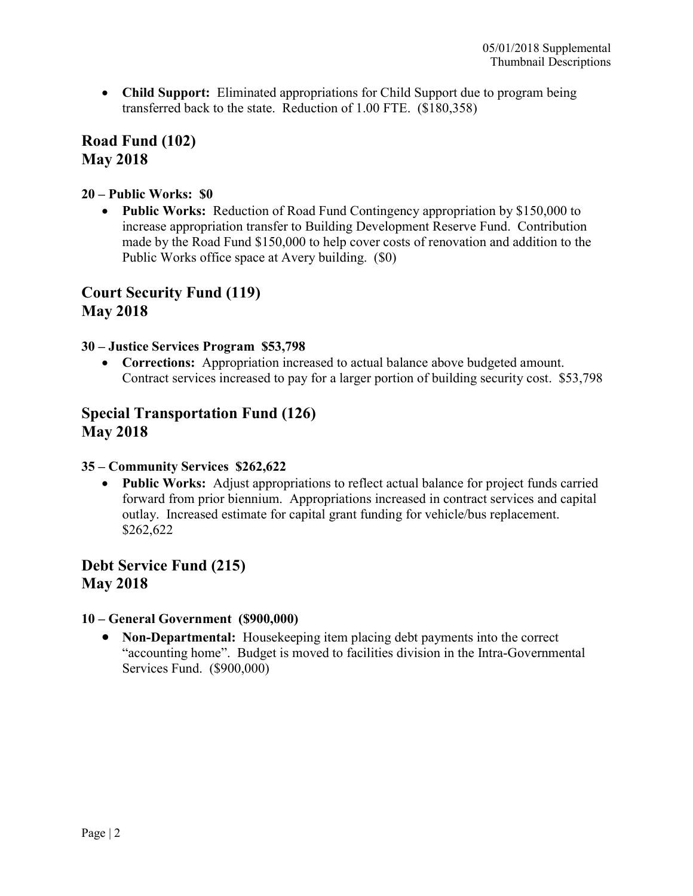- **Child Support:** Eliminated appropriations for Child Support due to program being transferred back to the state. Reduction of 1.00 FTE. ($180,358)

## Road Fund (102)
## May 2018

#### 20 – Public Works: $0

- **Public Works:** Reduction of Road Fund Contingency appropriation by $150,000 to increase appropriation transfer to Building Development Reserve Fund. Contribution made by the Road Fund $150,000 to help cover costs of renovation and addition to the Public Works office space at Avery building. ($0)

## Court Security Fund (119)
## May 2018

#### 30 – Justice Services Program $53,798

- **Corrections:** Appropriation increased to actual balance above budgeted amount. Contract services increased to pay for a larger portion of building security cost. $53,798

## Special Transportation Fund (126)
## May 2018

#### 35 – Community Services $262,622

- **Public Works:** Adjust appropriations to reflect actual balance for project funds carried forward from prior biennium. Appropriations increased in contract services and capital outlay. Increased estimate for capital grant funding for vehicle/bus replacement. $262,622

## Debt Service Fund (215)
## May 2018

#### 10 – General Government ($900,000)

- **Non-Departmental:** Housekeeping item placing debt payments into the correct "accounting home". Budget is moved to facilities division in the Intra-Governmental Services Fund. ($900,000)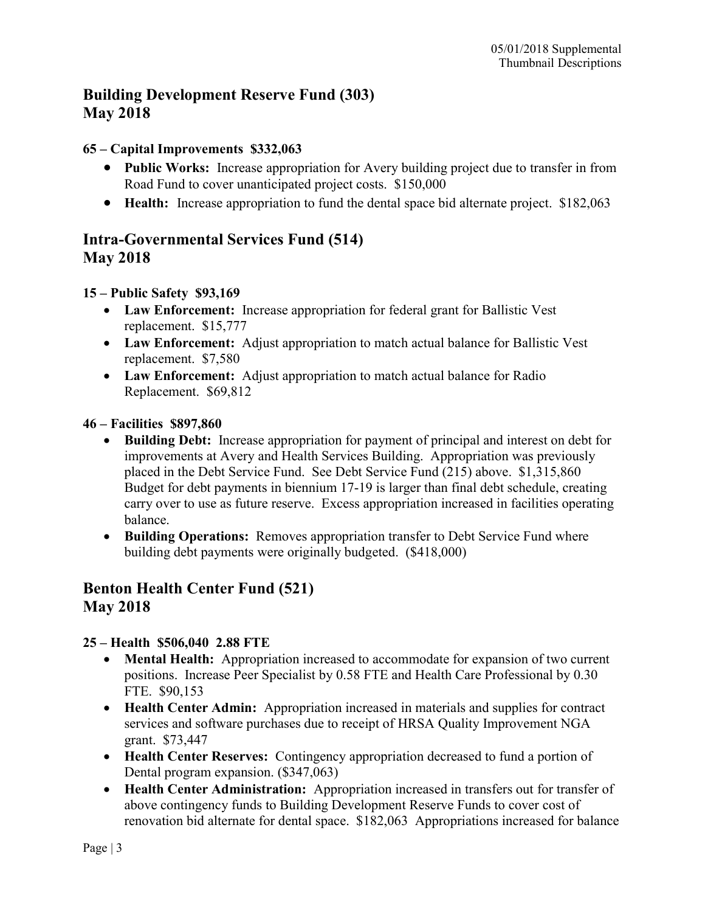## Building Development Reserve Fund (303)
## May 2018

**65 – Capital Improvements $332,063**

- **Public Works:** Increase appropriation for Avery building project due to transfer in from Road Fund to cover unanticipated project costs. $150,000
- **Health:** Increase appropriation to fund the dental space bid alternate project. $182,063

## Intra-Governmental Services Fund (514)
## May 2018

**15 – Public Safety $93,169**

- **Law Enforcement:** Increase appropriation for federal grant for Ballistic Vest replacement. $15,777
- **Law Enforcement:** Adjust appropriation to match actual balance for Ballistic Vest replacement. $7,580
- **Law Enforcement:** Adjust appropriation to match actual balance for Radio Replacement. $69,812

**46 – Facilities $897,860**

- **Building Debt:** Increase appropriation for payment of principal and interest on debt for improvements at Avery and Health Services Building. Appropriation was previously placed in the Debt Service Fund. See Debt Service Fund (215) above. $1,315,860 Budget for debt payments in biennium 17-19 is larger than final debt schedule, creating carry over to use as future reserve. Excess appropriation increased in facilities operating balance.
- **Building Operations:** Removes appropriation transfer to Debt Service Fund where building debt payments were originally budgeted. ($418,000)

## Benton Health Center Fund (521)
## May 2018

**25 – Health $506,040 2.88 FTE**

- **Mental Health:** Appropriation increased to accommodate for expansion of two current positions. Increase Peer Specialist by 0.58 FTE and Health Care Professional by 0.30 FTE. $90,153
- **Health Center Admin:** Appropriation increased in materials and supplies for contract services and software purchases due to receipt of HRSA Quality Improvement NGA grant. $73,447
- **Health Center Reserves:** Contingency appropriation decreased to fund a portion of Dental program expansion. ($347,063)
- **Health Center Administration:** Appropriation increased in transfers out for transfer of above contingency funds to Building Development Reserve Funds to cover cost of renovation bid alternate for dental space. $182,063 Appropriations increased for balance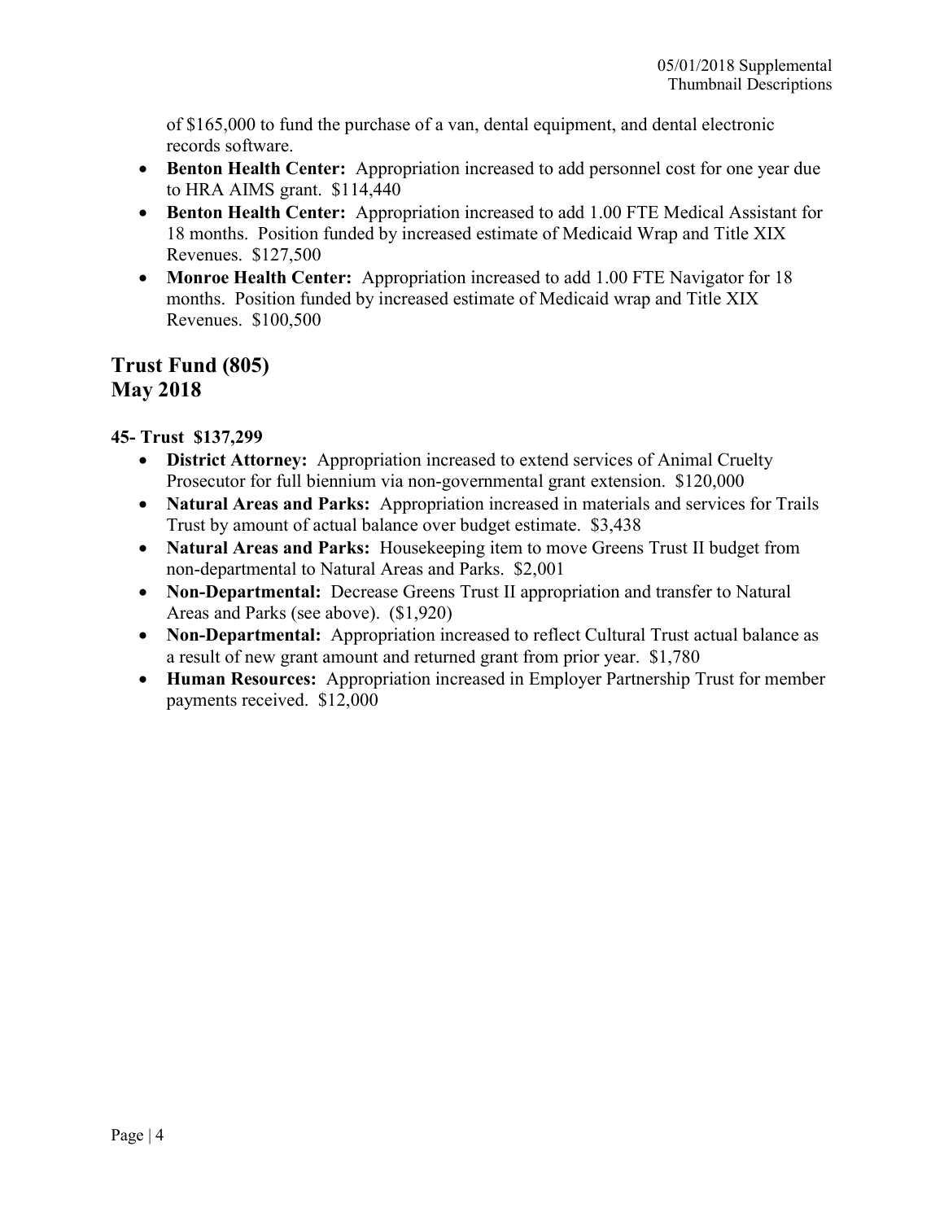of $165,000 to fund the purchase of a van, dental equipment, and dental electronic records software.

- **Benton Health Center:** Appropriation increased to add personnel cost for one year due to HRA AIMS grant. $114,440
- **Benton Health Center:** Appropriation increased to add 1.00 FTE Medical Assistant for 18 months. Position funded by increased estimate of Medicaid Wrap and Title XIX Revenues. $127,500
- **Monroe Health Center:** Appropriation increased to add 1.00 FTE Navigator for 18 months. Position funded by increased estimate of Medicaid wrap and Title XIX Revenues. $100,500

## Trust Fund (805)
## May 2018

**45- Trust $137,299**

- **District Attorney:** Appropriation increased to extend services of Animal Cruelty Prosecutor for full biennium via non-governmental grant extension. $120,000
- **Natural Areas and Parks:** Appropriation increased in materials and services for Trails Trust by amount of actual balance over budget estimate. $3,438
- **Natural Areas and Parks:** Housekeeping item to move Greens Trust II budget from non-departmental to Natural Areas and Parks. $2,001
- **Non-Departmental:** Decrease Greens Trust II appropriation and transfer to Natural Areas and Parks (see above). ($1,920)
- **Non-Departmental:** Appropriation increased to reflect Cultural Trust actual balance as a result of new grant amount and returned grant from prior year. $1,780
- **Human Resources:** Appropriation increased in Employer Partnership Trust for member payments received. $12,000